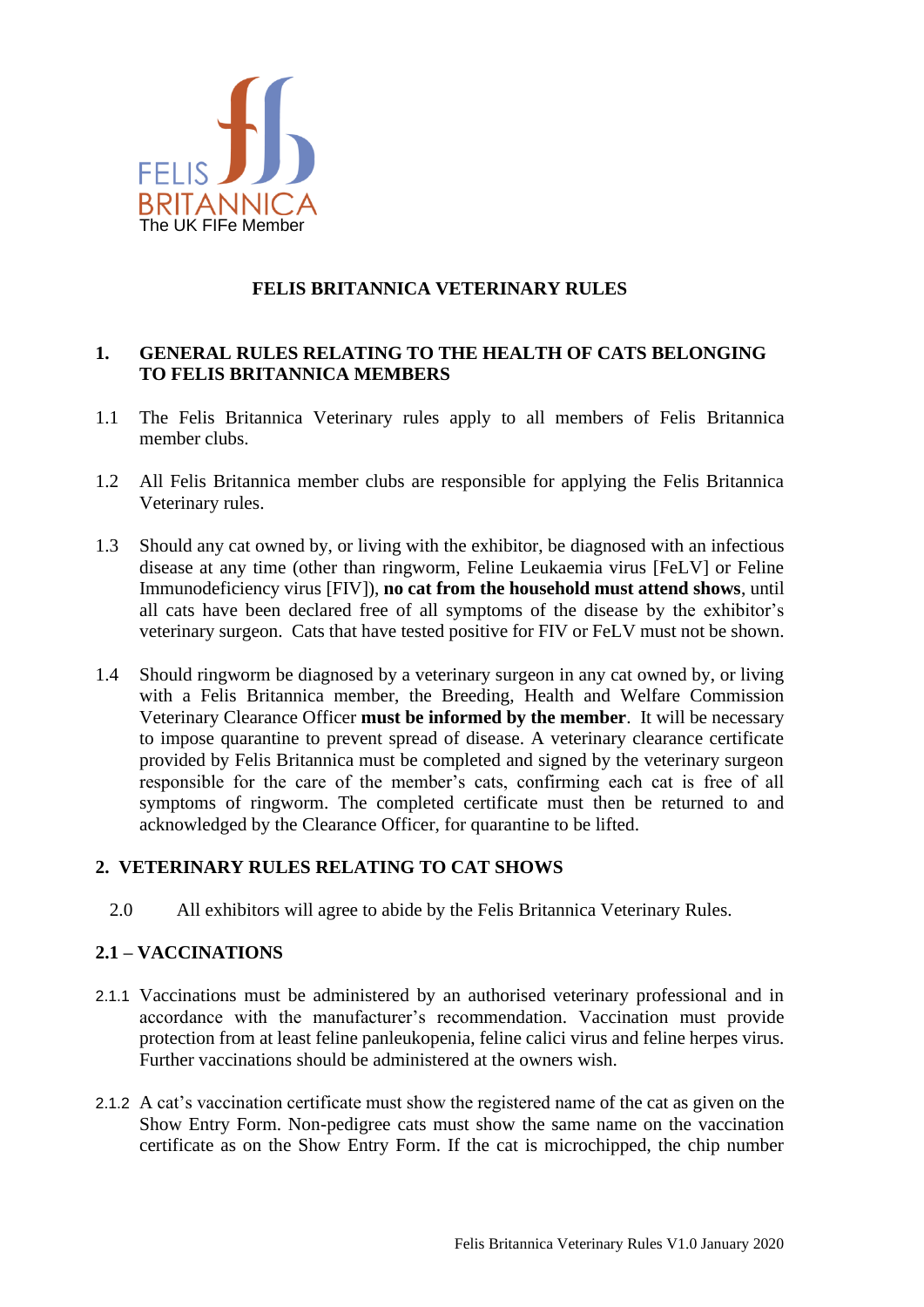FELIS BRITANNICA
The UK FIFe Member

# FELIS BRITANNICA VETERINARY RULES

## 1. GENERAL RULES RELATING TO THE HEALTH OF CATS BELONGING TO FELIS BRITANNICA MEMBERS

1.1 The Felis Britannica Veterinary rules apply to all members of Felis Britannica member clubs.

1.2 All Felis Britannica member clubs are responsible for applying the Felis Britannica Veterinary rules.

1.3 Should any cat owned by, or living with the exhibitor, be diagnosed with an infectious disease at any time (other than ringworm, Feline Leukaemia virus [FeLV] or Feline Immunodeficiency virus [FIV]), **no cat from the household must attend shows**, until all cats have been declared free of all symptoms of the disease by the exhibitor's veterinary surgeon. Cats that have tested positive for FIV or FeLV must not be shown.

1.4 Should ringworm be diagnosed by a veterinary surgeon in any cat owned by, or living with a Felis Britannica member, the Breeding, Health and Welfare Commission Veterinary Clearance Officer **must be informed by the member**. It will be necessary to impose quarantine to prevent spread of disease. A veterinary clearance certificate provided by Felis Britannica must be completed and signed by the veterinary surgeon responsible for the care of the member's cats, confirming each cat is free of all symptoms of ringworm. The completed certificate must then be returned to and acknowledged by the Clearance Officer, for quarantine to be lifted.

## 2. VETERINARY RULES RELATING TO CAT SHOWS

2.0 All exhibitors will agree to abide by the Felis Britannica Veterinary Rules.

### 2.1 – VACCINATIONS

2.1.1 Vaccinations must be administered by an authorised veterinary professional and in accordance with the manufacturer's recommendation. Vaccination must provide protection from at least feline panleukopenia, feline calici virus and feline herpes virus. Further vaccinations should be administered at the owners wish.

2.1.2 A cat's vaccination certificate must show the registered name of the cat as given on the Show Entry Form. Non-pedigree cats must show the same name on the vaccination certificate as on the Show Entry Form. If the cat is microchipped, the chip number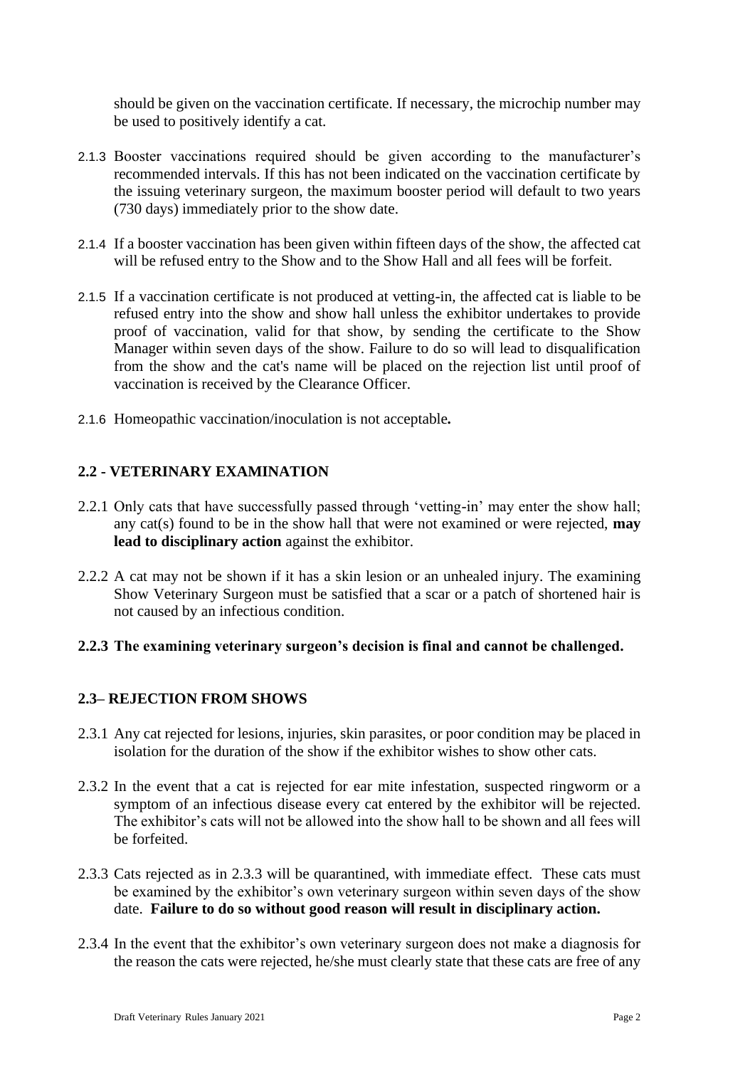should be given on the vaccination certificate. If necessary, the microchip number may be used to positively identify a cat.

2.1.3 Booster vaccinations required should be given according to the manufacturer's recommended intervals. If this has not been indicated on the vaccination certificate by the issuing veterinary surgeon, the maximum booster period will default to two years (730 days) immediately prior to the show date.

2.1.4 If a booster vaccination has been given within fifteen days of the show, the affected cat will be refused entry to the Show and to the Show Hall and all fees will be forfeit.

2.1.5 If a vaccination certificate is not produced at vetting-in, the affected cat is liable to be refused entry into the show and show hall unless the exhibitor undertakes to provide proof of vaccination, valid for that show, by sending the certificate to the Show Manager within seven days of the show. Failure to do so will lead to disqualification from the show and the cat's name will be placed on the rejection list until proof of vaccination is received by the Clearance Officer.

2.1.6 Homeopathic vaccination/inoculation is not acceptable**.**

## 2.2 - VETERINARY EXAMINATION

2.2.1 Only cats that have successfully passed through 'vetting-in' may enter the show hall; any cat(s) found to be in the show hall that were not examined or were rejected, **may lead to disciplinary action** against the exhibitor.

2.2.2 A cat may not be shown if it has a skin lesion or an unhealed injury. The examining Show Veterinary Surgeon must be satisfied that a scar or a patch of shortened hair is not caused by an infectious condition.

**2.2.3 The examining veterinary surgeon's decision is final and cannot be challenged.**

## 2.3– REJECTION FROM SHOWS

2.3.1 Any cat rejected for lesions, injuries, skin parasites, or poor condition may be placed in isolation for the duration of the show if the exhibitor wishes to show other cats.

2.3.2 In the event that a cat is rejected for ear mite infestation, suspected ringworm or a symptom of an infectious disease every cat entered by the exhibitor will be rejected. The exhibitor's cats will not be allowed into the show hall to be shown and all fees will be forfeited.

2.3.3 Cats rejected as in 2.3.3 will be quarantined, with immediate effect. These cats must be examined by the exhibitor's own veterinary surgeon within seven days of the show date. **Failure to do so without good reason will result in disciplinary action.**

2.3.4 In the event that the exhibitor's own veterinary surgeon does not make a diagnosis for the reason the cats were rejected, he/she must clearly state that these cats are free of any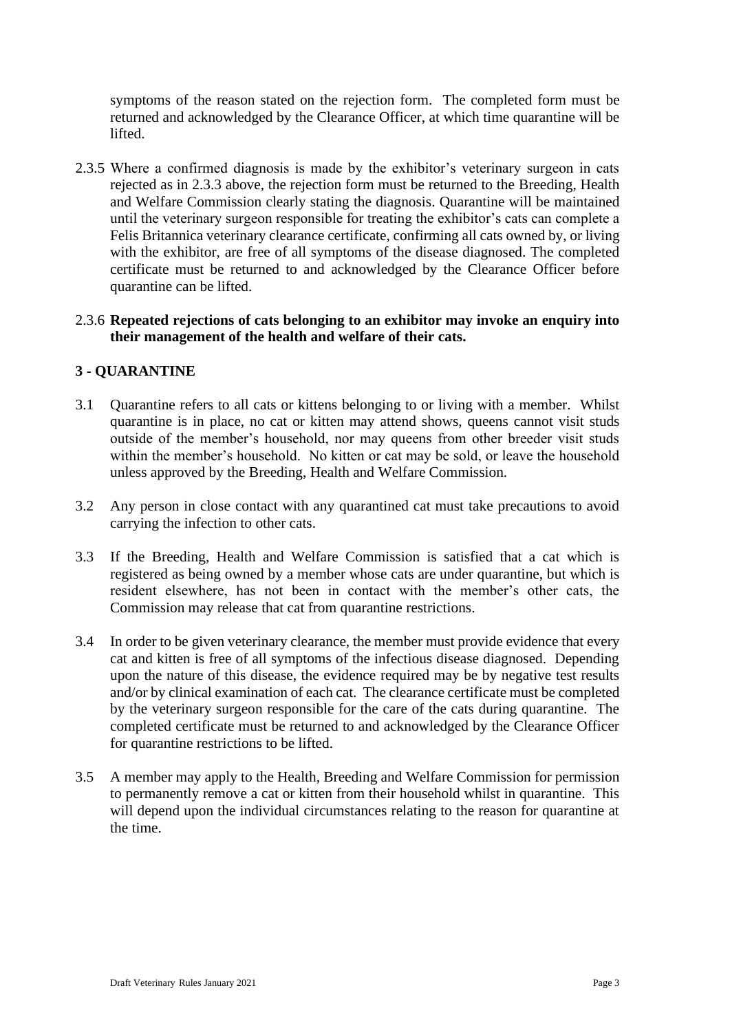symptoms of the reason stated on the rejection form. The completed form must be returned and acknowledged by the Clearance Officer, at which time quarantine will be lifted.

2.3.5 Where a confirmed diagnosis is made by the exhibitor's veterinary surgeon in cats rejected as in 2.3.3 above, the rejection form must be returned to the Breeding, Health and Welfare Commission clearly stating the diagnosis. Quarantine will be maintained until the veterinary surgeon responsible for treating the exhibitor's cats can complete a Felis Britannica veterinary clearance certificate, confirming all cats owned by, or living with the exhibitor, are free of all symptoms of the disease diagnosed. The completed certificate must be returned to and acknowledged by the Clearance Officer before quarantine can be lifted.

2.3.6 **Repeated rejections of cats belonging to an exhibitor may invoke an enquiry into their management of the health and welfare of their cats.**

## 3 - QUARANTINE

3.1 Quarantine refers to all cats or kittens belonging to or living with a member. Whilst quarantine is in place, no cat or kitten may attend shows, queens cannot visit studs outside of the member's household, nor may queens from other breeder visit studs within the member's household. No kitten or cat may be sold, or leave the household unless approved by the Breeding, Health and Welfare Commission.

3.2 Any person in close contact with any quarantined cat must take precautions to avoid carrying the infection to other cats.

3.3 If the Breeding, Health and Welfare Commission is satisfied that a cat which is registered as being owned by a member whose cats are under quarantine, but which is resident elsewhere, has not been in contact with the member's other cats, the Commission may release that cat from quarantine restrictions.

3.4 In order to be given veterinary clearance, the member must provide evidence that every cat and kitten is free of all symptoms of the infectious disease diagnosed. Depending upon the nature of this disease, the evidence required may be by negative test results and/or by clinical examination of each cat. The clearance certificate must be completed by the veterinary surgeon responsible for the care of the cats during quarantine. The completed certificate must be returned to and acknowledged by the Clearance Officer for quarantine restrictions to be lifted.

3.5 A member may apply to the Health, Breeding and Welfare Commission for permission to permanently remove a cat or kitten from their household whilst in quarantine. This will depend upon the individual circumstances relating to the reason for quarantine at the time.